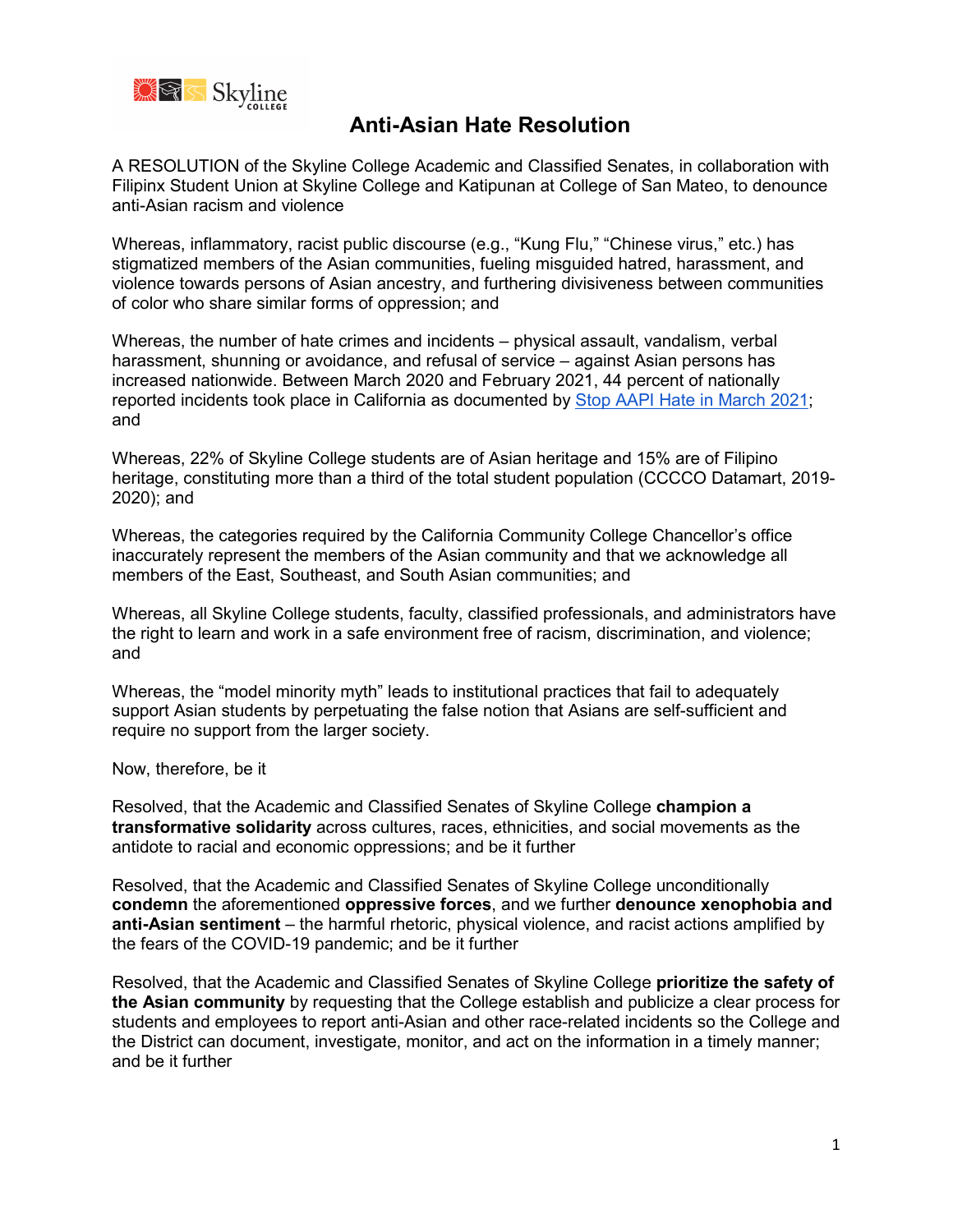# Anti-Asian Hate Resolution

A RESOLUTION of the Skyline College Academic and Classified Senates, in collaboration with Filipinx Student Union at Skyline College and Katipunan at College of San Mateo, to denounce anti-Asian racism and violence

Whereas, inflammatory, racist public discourse (e.g., "Kung Flu," "Chinese virus," etc.) has stigmatized members of the Asian communities, fueling misguided hatred, harassment, and violence towards persons of Asian ancestry, and furthering divisiveness between communities of color who share similar forms of oppression; and

Whereas, the number of hate crimes and incidents – physical assault, vandalism, verbal harassment, shunning or avoidance, and refusal of service – against Asian persons has increased nationwide. Between March 2020 and February 2021, 44 percent of nationally reported incidents took place in California as documented by Stop AAPI Hate in March 2021; and

Whereas, 22% of Skyline College students are of Asian heritage and 15% are of Filipino heritage, constituting more than a third of the total student population (CCCCO Datamart, 2019-2020); and

Whereas, the categories required by the California Community College Chancellor's office inaccurately represent the members of the Asian community and that we acknowledge all members of the East, Southeast, and South Asian communities; and

Whereas, all Skyline College students, faculty, classified professionals, and administrators have the right to learn and work in a safe environment free of racism, discrimination, and violence; and

Whereas, the "model minority myth" leads to institutional practices that fail to adequately support Asian students by perpetuating the false notion that Asians are self-sufficient and require no support from the larger society.

Now, therefore, be it

Resolved, that the Academic and Classified Senates of Skyline College **champion a transformative solidarity** across cultures, races, ethnicities, and social movements as the antidote to racial and economic oppressions; and be it further

Resolved, that the Academic and Classified Senates of Skyline College unconditionally **condemn** the aforementioned **oppressive forces**, and we further **denounce xenophobia and anti-Asian sentiment** – the harmful rhetoric, physical violence, and racist actions amplified by the fears of the COVID-19 pandemic; and be it further

Resolved, that the Academic and Classified Senates of Skyline College **prioritize the safety of the Asian community** by requesting that the College establish and publicize a clear process for students and employees to report anti-Asian and other race-related incidents so the College and the District can document, investigate, monitor, and act on the information in a timely manner; and be it further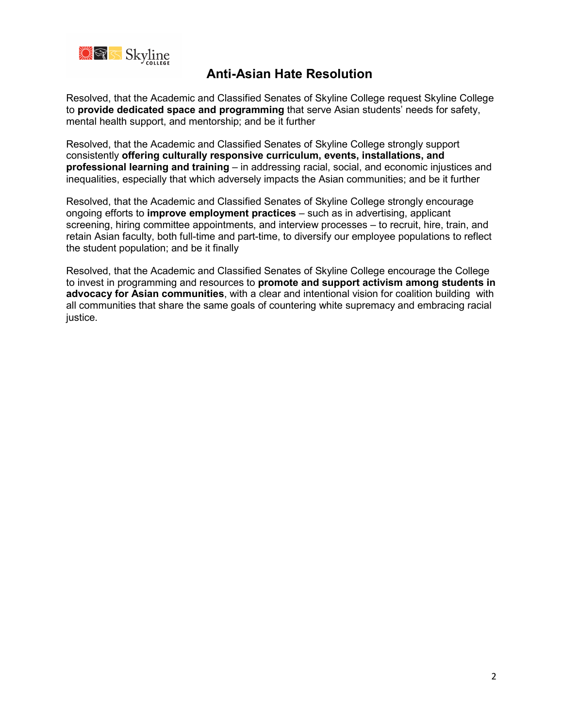# Anti-Asian Hate Resolution

Resolved, that the Academic and Classified Senates of Skyline College request Skyline College to **provide dedicated space and programming** that serve Asian students' needs for safety, mental health support, and mentorship; and be it further

Resolved, that the Academic and Classified Senates of Skyline College strongly support consistently **offering culturally responsive curriculum, events, installations, and professional learning and training** – in addressing racial, social, and economic injustices and inequalities, especially that which adversely impacts the Asian communities; and be it further

Resolved, that the Academic and Classified Senates of Skyline College strongly encourage ongoing efforts to **improve employment practices** – such as in advertising, applicant screening, hiring committee appointments, and interview processes – to recruit, hire, train, and retain Asian faculty, both full-time and part-time, to diversify our employee populations to reflect the student population; and be it finally

Resolved, that the Academic and Classified Senates of Skyline College encourage the College to invest in programming and resources to **promote and support activism among students in advocacy for Asian communities**, with a clear and intentional vision for coalition building with all communities that share the same goals of countering white supremacy and embracing racial justice.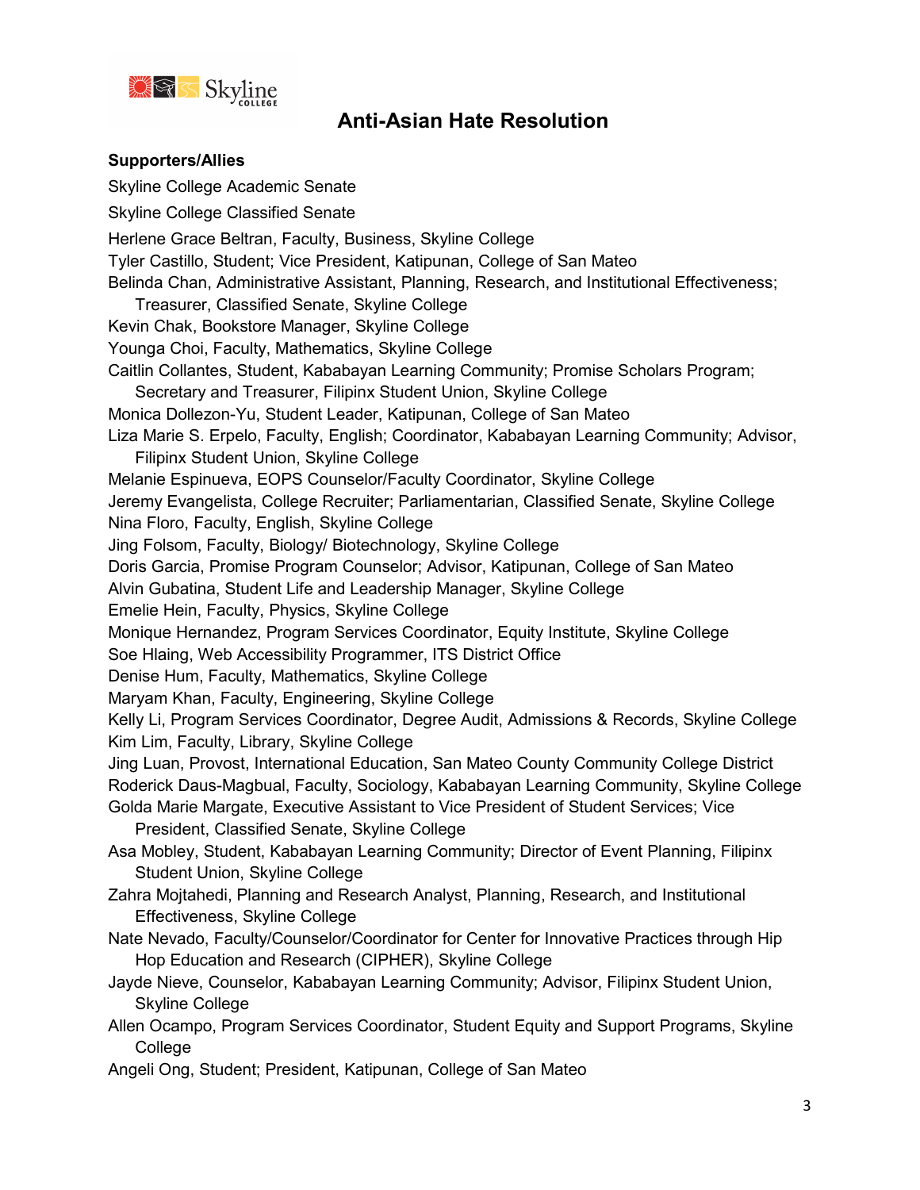## Anti-Asian Hate Resolution

**Supporters/Allies**

Skyline College Academic Senate

Skyline College Classified Senate

Herlene Grace Beltran, Faculty, Business, Skyline College

Tyler Castillo, Student; Vice President, Katipunan, College of San Mateo

Belinda Chan, Administrative Assistant, Planning, Research, and Institutional Effectiveness; Treasurer, Classified Senate, Skyline College

Kevin Chak, Bookstore Manager, Skyline College

Younga Choi, Faculty, Mathematics, Skyline College

Caitlin Collantes, Student, Kababayan Learning Community; Promise Scholars Program; Secretary and Treasurer, Filipinx Student Union, Skyline College

Monica Dollezon-Yu, Student Leader, Katipunan, College of San Mateo

Liza Marie S. Erpelo, Faculty, English; Coordinator, Kababayan Learning Community; Advisor, Filipinx Student Union, Skyline College

Melanie Espinueva, EOPS Counselor/Faculty Coordinator, Skyline College

Jeremy Evangelista, College Recruiter; Parliamentarian, Classified Senate, Skyline College

Nina Floro, Faculty, English, Skyline College

Jing Folsom, Faculty, Biology/ Biotechnology, Skyline College

Doris Garcia, Promise Program Counselor; Advisor, Katipunan, College of San Mateo

Alvin Gubatina, Student Life and Leadership Manager, Skyline College

Emelie Hein, Faculty, Physics, Skyline College

Monique Hernandez, Program Services Coordinator, Equity Institute, Skyline College

Soe Hlaing, Web Accessibility Programmer, ITS District Office

Denise Hum, Faculty, Mathematics, Skyline College

Maryam Khan, Faculty, Engineering, Skyline College

Kelly Li, Program Services Coordinator, Degree Audit, Admissions & Records, Skyline College

Kim Lim, Faculty, Library, Skyline College

Jing Luan, Provost, International Education, San Mateo County Community College District

Roderick Daus-Magbual, Faculty, Sociology, Kababayan Learning Community, Skyline College

Golda Marie Margate, Executive Assistant to Vice President of Student Services; Vice President, Classified Senate, Skyline College

Asa Mobley, Student, Kababayan Learning Community; Director of Event Planning, Filipinx Student Union, Skyline College

Zahra Mojtahedi, Planning and Research Analyst, Planning, Research, and Institutional Effectiveness, Skyline College

Nate Nevado, Faculty/Counselor/Coordinator for Center for Innovative Practices through Hip Hop Education and Research (CIPHER), Skyline College

Jayde Nieve, Counselor, Kababayan Learning Community; Advisor, Filipinx Student Union, Skyline College

Allen Ocampo, Program Services Coordinator, Student Equity and Support Programs, Skyline College

Angeli Ong, Student; President, Katipunan, College of San Mateo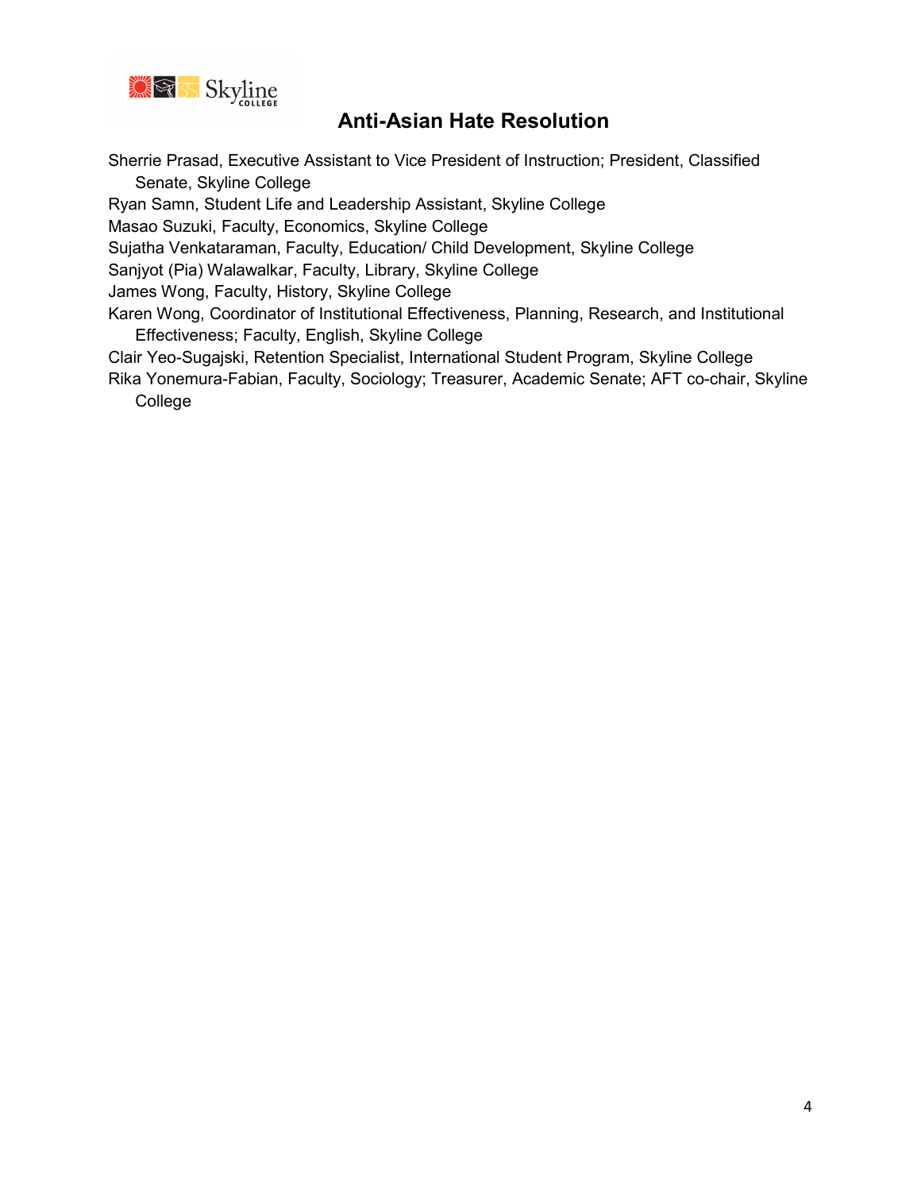## Anti-Asian Hate Resolution

Sherrie Prasad, Executive Assistant to Vice President of Instruction; President, Classified Senate, Skyline College
Ryan Samn, Student Life and Leadership Assistant, Skyline College
Masao Suzuki, Faculty, Economics, Skyline College
Sujatha Venkataraman, Faculty, Education/ Child Development, Skyline College
Sanjyot (Pia) Walawalkar, Faculty, Library, Skyline College
James Wong, Faculty, History, Skyline College
Karen Wong, Coordinator of Institutional Effectiveness, Planning, Research, and Institutional Effectiveness; Faculty, English, Skyline College
Clair Yeo-Sugajski, Retention Specialist, International Student Program, Skyline College
Rika Yonemura-Fabian, Faculty, Sociology; Treasurer, Academic Senate; AFT co-chair, Skyline College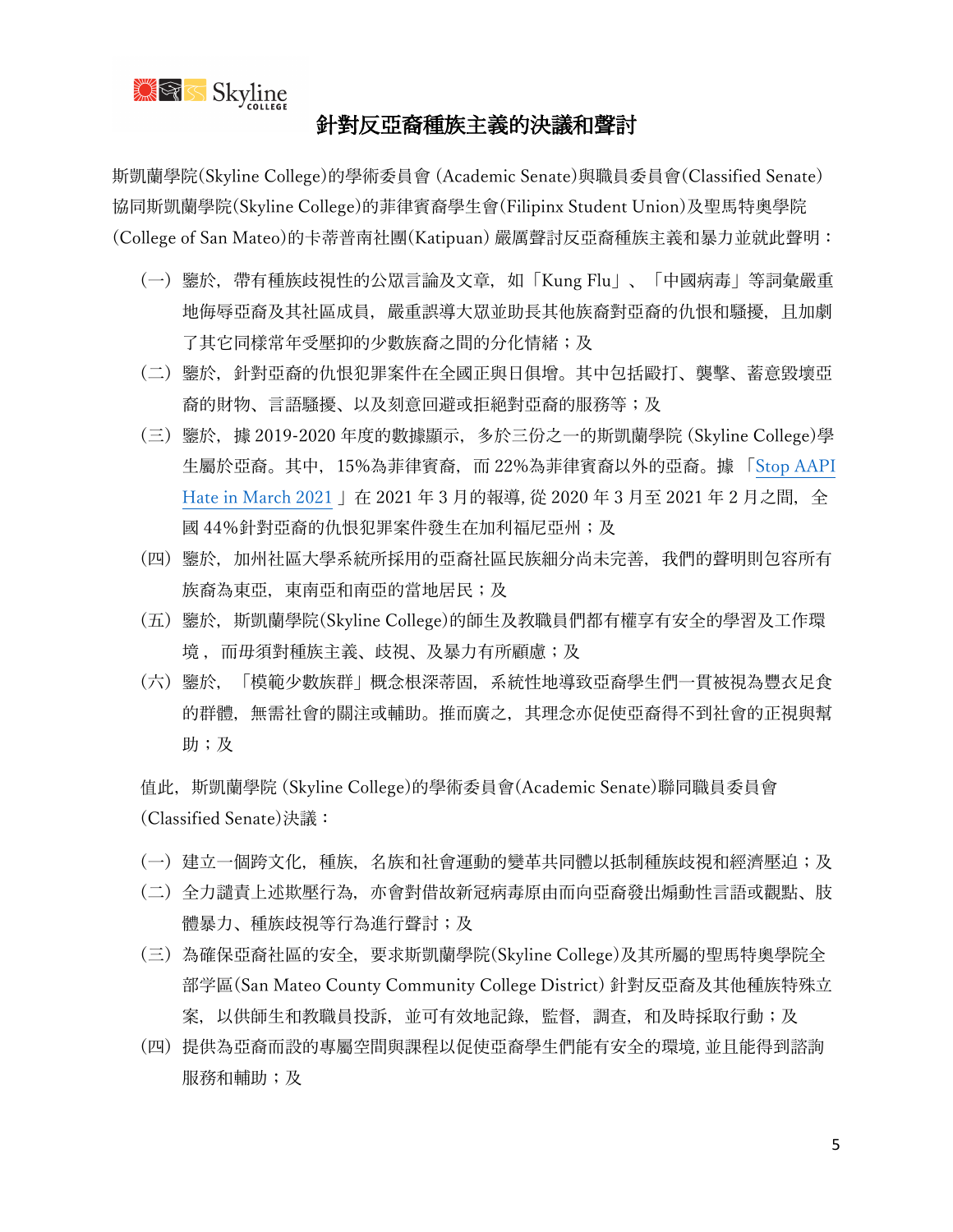# 針對反亞裔種族主義的決議和聲討

斯凱蘭學院(Skyline College)的學術委員會 (Academic Senate)與職員委員會(Classified Senate)協同斯凱蘭學院(Skyline College)的菲律賓裔學生會(Filipinx Student Union)及聖馬特奧學院(College of San Mateo)的卡蒂普南社團(Katipuan) 嚴厲聲討反亞裔種族主義和暴力並就此聲明：

(一) 鑒於，帶有種族歧視性的公眾言論及文章，如「Kung Flu」、「中國病毒」等詞彙嚴重地侮辱亞裔及其社區成員，嚴重誤導大眾並助長其他族裔對亞裔的仇恨和騷擾，且加劇了其它同樣常年受壓抑的少數族裔之間的分化情緒；及

(二) 鑒於，針對亞裔的仇恨犯罪案件在全國正與日俱增。其中包括毆打、襲擊、蓄意毀壞亞裔的財物、言語騷擾、以及刻意回避或拒絕對亞裔的服務等；及

(三) 鑒於，據 2019-2020 年度的數據顯示，多於三份之一的斯凱蘭學院 (Skyline College)學生屬於亞裔。其中，15%為菲律賓裔，而 22%為菲律賓裔以外的亞裔。據「Stop AAPI Hate in March 2021」在 2021 年 3 月的報導, 從 2020 年 3 月至 2021 年 2 月之間，全國 44%針對亞裔的仇恨犯罪案件發生在加利福尼亞州；及

(四) 鑒於，加州社區大學系統所採用的亞裔社區民族細分尚未完善，我們的聲明則包容所有族裔為東亞，東南亞和南亞的當地居民；及

(五) 鑒於，斯凱蘭學院(Skyline College)的師生及教職員們都有權享有安全的學習及工作環境，而毋須對種族主義、歧視、及暴力有所顧慮；及

(六) 鑒於，「模範少數族群」概念根深蒂固，系統性地導致亞裔學生們一貫被視為豐衣足食的群體，無需社會的關注或輔助。推而廣之，其理念亦促使亞裔得不到社會的正視與幫助；及

值此，斯凱蘭學院 (Skyline College)的學術委員會(Academic Senate)聯同職員委員會(Classified Senate)決議：

(一) 建立一個跨文化，種族，名族和社會運動的變革共同體以抵制種族歧視和經濟壓迫；及

(二) 全力譴責上述欺壓行為，亦會對借故新冠病毒原由而向亞裔發出煽動性言語或觀點、肢體暴力、種族歧視等行為進行聲討；及

(三) 為確保亞裔社區的安全，要求斯凱蘭學院(Skyline College)及其所屬的聖馬特奧學院全部学區(San Mateo County Community College District) 針對反亞裔及其他種族特殊立案，以供師生和教職員投訴，並可有效地記錄，監督，調查，和及時採取行動；及

(四) 提供為亞裔而設的專屬空間與課程以促使亞裔學生們能有安全的環境, 並且能得到諮詢服務和輔助；及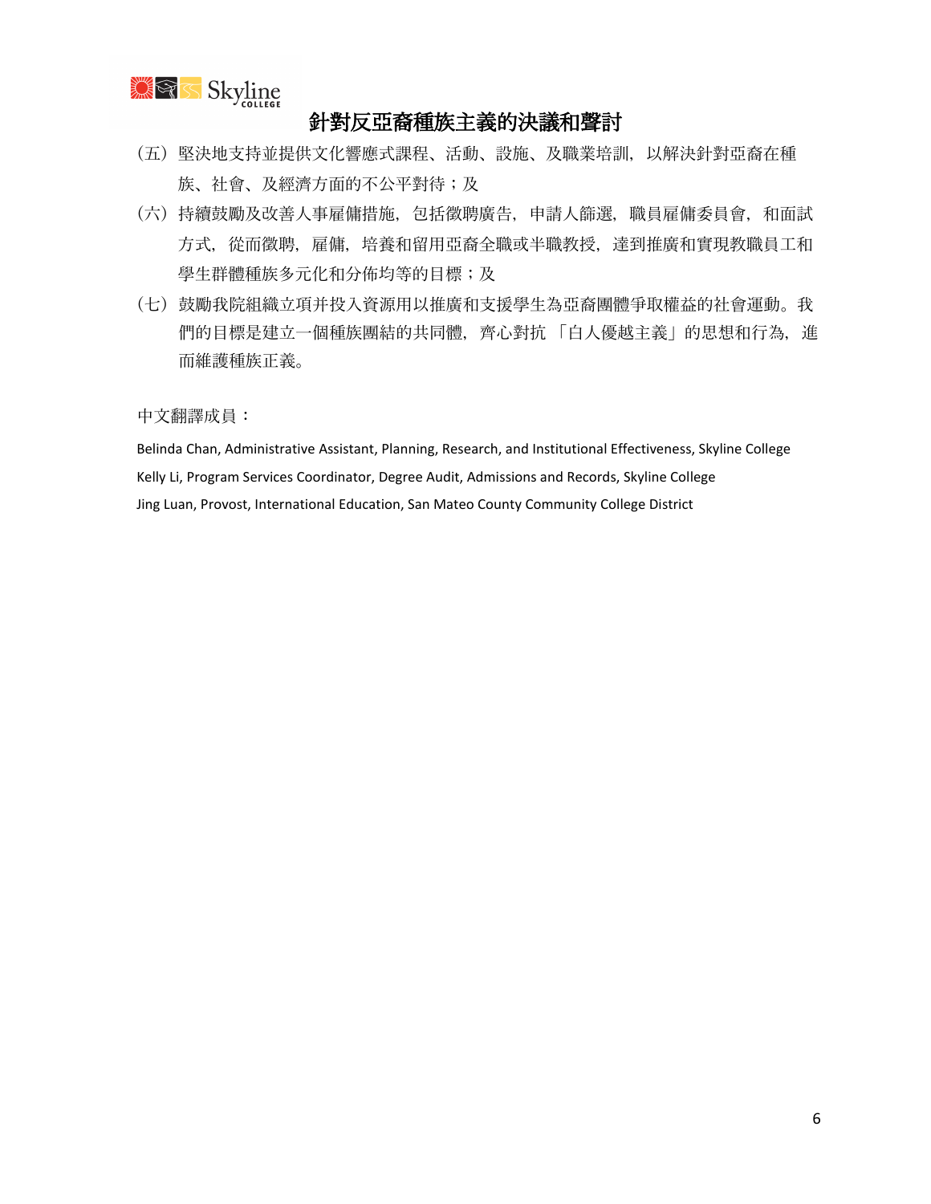# 針對反亞裔種族主義的決議和聲討

（五）堅決地支持並提供文化響應式課程、活動、設施、及職業培訓，以解決針對亞裔在種族、社會、及經濟方面的不公平對待；及

（六）持續鼓勵及改善人事雇傭措施，包括徵聘廣告，申請人篩選，職員雇傭委員會，和面試方式，從而徵聘，雇傭，培養和留用亞裔全職或半職教授，達到推廣和實現教職員工和學生群體種族多元化和分佈均等的目標；及

（七）鼓勵我院組織立項并投入資源用以推廣和支援學生為亞裔團體爭取權益的社會運動。我們的目標是建立一個種族團結的共同體，齊心對抗「白人優越主義」的思想和行為，進而維護種族正義。

中文翻譯成員：

Belinda Chan, Administrative Assistant, Planning, Research, and Institutional Effectiveness, Skyline College
Kelly Li, Program Services Coordinator, Degree Audit, Admissions and Records, Skyline College
Jing Luan, Provost, International Education, San Mateo County Community College District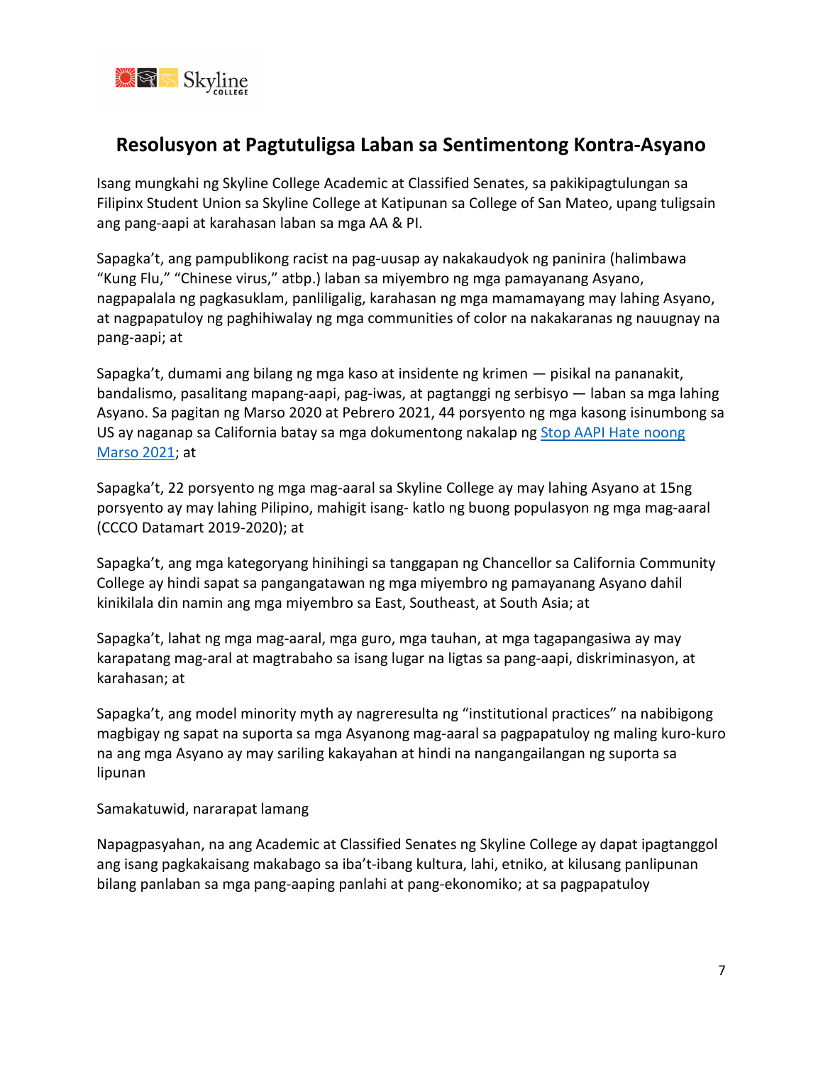## Resolusyon at Pagtutuligsa Laban sa Sentimentong Kontra-Asyano

Isang mungkahi ng Skyline College Academic at Classified Senates, sa pakikipagtulungan sa Filipinx Student Union sa Skyline College at Katipunan sa College of San Mateo, upang tuligsain ang pang-aapi at karahasan laban sa mga AA & PI.

Sapagka't, ang pampublikong racist na pag-uusap ay nakakaudyok ng paninira (halimbawa "Kung Flu," "Chinese virus," atbp.) laban sa miyembro ng mga pamayanang Asyano, nagpapalala ng pagkasuklam, panliligalig, karahasan ng mga mamamayang may lahing Asyano, at nagpapatuloy ng paghihiwalay ng mga communities of color na nakakaranas ng nauugnay na pang-aapi; at

Sapagka't, dumami ang bilang ng mga kaso at insidente ng krimen — pisikal na pananakit, bandalismo, pasalitang mapang-aapi, pag-iwas, at pagtanggi ng serbisyo — laban sa mga lahing Asyano. Sa pagitan ng Marso 2020 at Pebrero 2021, 44 porsyento ng mga kasong isinumbong sa US ay naganap sa California batay sa mga dokumentong nakalap ng Stop AAPI Hate noong Marso 2021; at

Sapagka't, 22 porsyento ng mga mag-aaral sa Skyline College ay may lahing Asyano at 15ng porsyento ay may lahing Pilipino, mahigit isang- katlo ng buong populasyon ng mga mag-aaral (CCCO Datamart 2019-2020); at

Sapagka't, ang mga kategoryang hinihingi sa tanggapan ng Chancellor sa California Community College ay hindi sapat sa pangangatawan ng mga miyembro ng pamayanang Asyano dahil kinikilala din namin ang mga miyembro sa East, Southeast, at South Asia; at

Sapagka't, lahat ng mga mag-aaral, mga guro, mga tauhan, at mga tagapangasiwa ay may karapatang mag-aral at magtrabaho sa isang lugar na ligtas sa pang-aapi, diskriminasyon, at karahasan; at

Sapagka't, ang model minority myth ay nagreresulta ng "institutional practices" na nabibigong magbigay ng sapat na suporta sa mga Asyanong mag-aaral sa pagpapatuloy ng maling kuro-kuro na ang mga Asyano ay may sariling kakayahan at hindi na nangangailangan ng suporta sa lipunan

Samakatuwid, nararapat lamang

Napagpasyahan, na ang Academic at Classified Senates ng Skyline College ay dapat ipagtanggol ang isang pagkakaisang makabago sa iba't-ibang kultura, lahi, etniko, at kilusang panlipunan bilang panlaban sa mga pang-aaping panlahi at pang-ekonomiko; at sa pagpapatuloy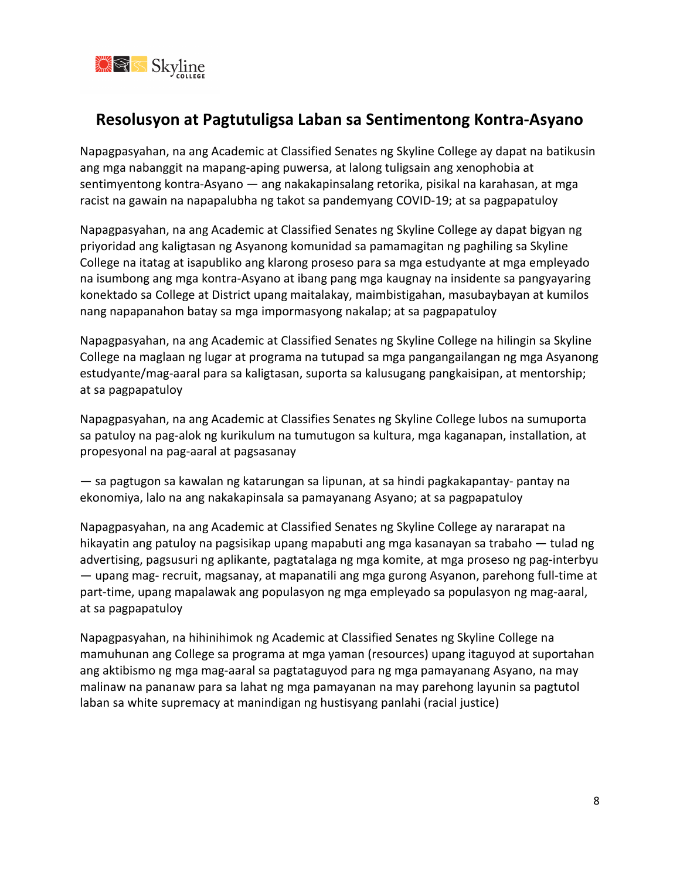## Resolusyon at Pagtutuligsa Laban sa Sentimentong Kontra-Asyano

Napagpasyahan, na ang Academic at Classified Senates ng Skyline College ay dapat na batikusin ang mga nabanggit na mapang-aping puwersa, at lalong tuligsain ang xenophobia at sentimyentong kontra-Asyano — ang nakakapinsalang retorika, pisikal na karahasan, at mga racist na gawain na napapalubha ng takot sa pandemyang COVID-19; at sa pagpapatuloy

Napagpasyahan, na ang Academic at Classified Senates ng Skyline College ay dapat bigyan ng priyoridad ang kaligtasan ng Asyanong komunidad sa pamamagitan ng paghiling sa Skyline College na itatag at isapubliko ang klarong proseso para sa mga estudyante at mga empleyado na isumbong ang mga kontra-Asyano at ibang pang mga kaugnay na insidente sa pangyayaring konektado sa College at District upang maitalakay, maimbistigahan, masubaybayan at kumilos nang napapanahon batay sa mga impormasyong nakalap; at sa pagpapatuloy

Napagpasyahan, na ang Academic at Classified Senates ng Skyline College na hilingin sa Skyline College na maglaan ng lugar at programa na tutupad sa mga pangangailangan ng mga Asyanong estudyante/mag-aaral para sa kaligtasan, suporta sa kalusugang pangkaisipan, at mentorship; at sa pagpapatuloy

Napagpasyahan, na ang Academic at Classifies Senates ng Skyline College lubos na sumuporta sa patuloy na pag-alok ng kurikulum na tumutugon sa kultura, mga kaganapan, installation, at propesyonal na pag-aaral at pagsasanay

— sa pagtugon sa kawalan ng katarungan sa lipunan, at sa hindi pagkakapantay- pantay na ekonomiya, lalo na ang nakakapinsala sa pamayanang Asyano; at sa pagpapatuloy

Napagpasyahan, na ang Academic at Classified Senates ng Skyline College ay nararapat na hikayatin ang patuloy na pagsisikap upang mapabuti ang mga kasanayan sa trabaho — tulad ng advertising, pagsusuri ng aplikante, pagtatalaga ng mga komite, at mga proseso ng pag-interbyu — upang mag- recruit, magsanay, at mapanatili ang mga gurong Asyanon, parehong full-time at part-time, upang mapalawak ang populasyon ng mga empleyado sa populasyon ng mag-aaral, at sa pagpapatuloy

Napagpasyahan, na hihinihimok ng Academic at Classified Senates ng Skyline College na mamuhunan ang College sa programa at mga yaman (resources) upang itaguyod at suportahan ang aktibismo ng mga mag-aaral sa pagtataguyod para ng mga pamayanang Asyano, na may malinaw na pananaw para sa lahat ng mga pamayanan na may parehong layunin sa pagtutol laban sa white supremacy at manindigan ng hustisyang panlahi (racial justice)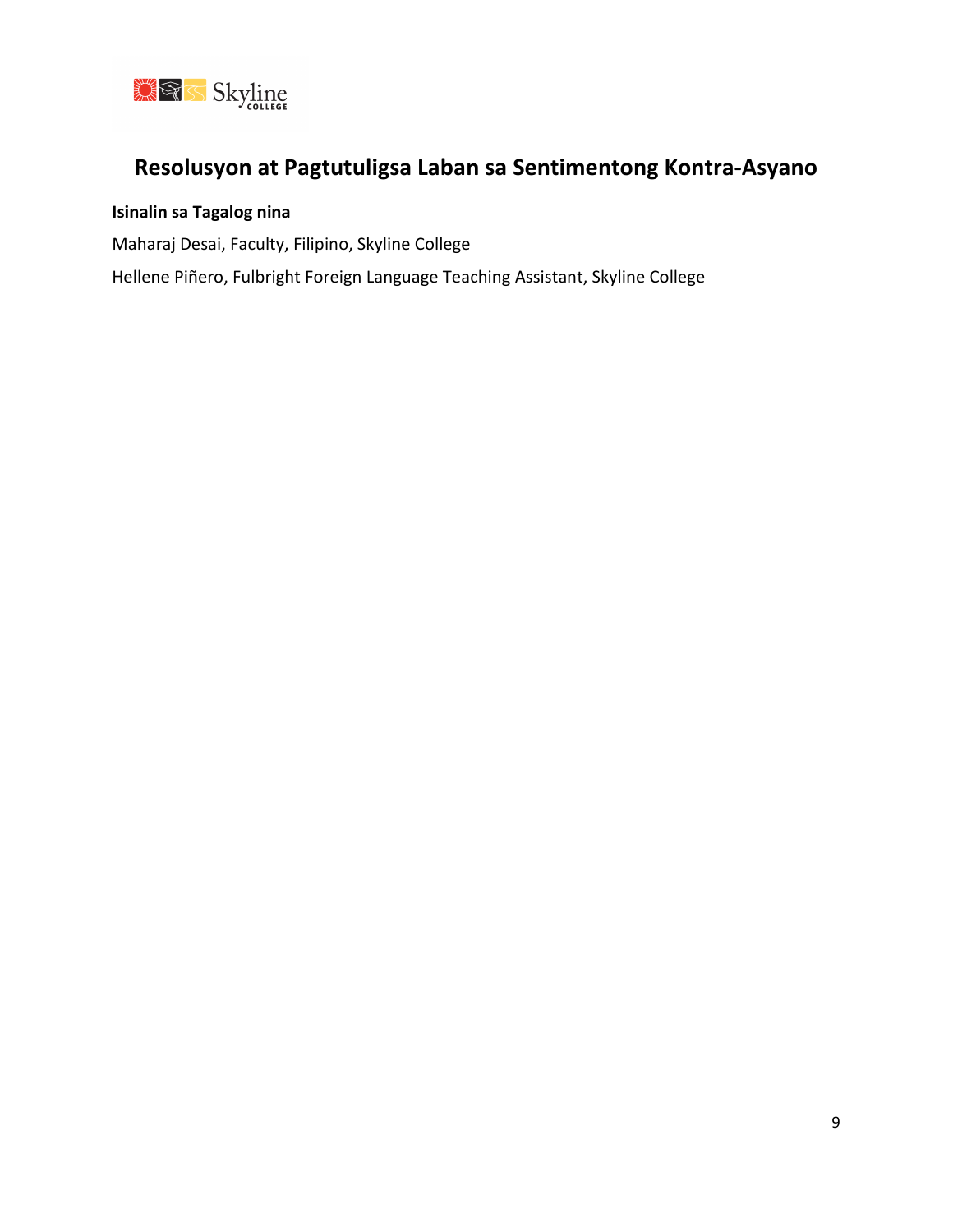# Resolusyon at Pagtutuligsa Laban sa Sentimentong Kontra-Asyano

**Isinalin sa Tagalog nina**

Maharaj Desai, Faculty, Filipino, Skyline College

Hellene Piñero, Fulbright Foreign Language Teaching Assistant, Skyline College